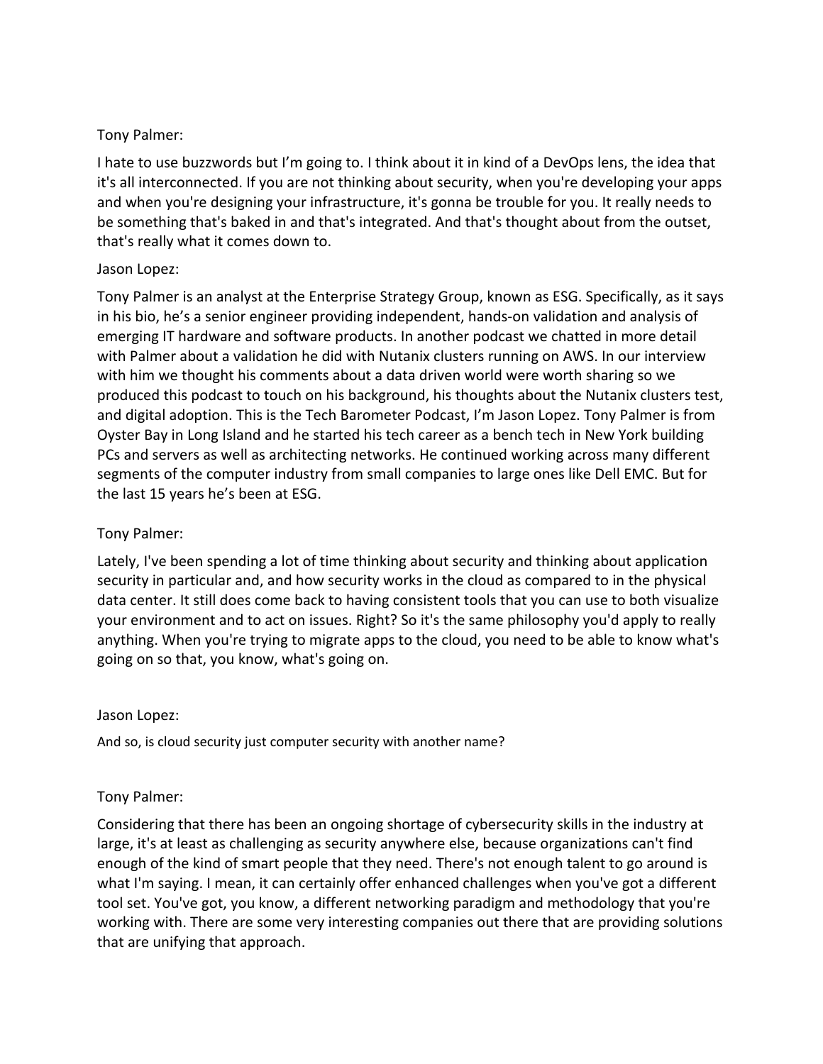Tony Palmer:

I hate to use buzzwords but I'm going to. I think about it in kind of a DevOps lens, the idea that it's all interconnected. If you are not thinking about security, when you're developing your apps and when you're designing your infrastructure, it's gonna be trouble for you. It really needs to be something that's baked in and that's integrated. And that's thought about from the outset, that's really what it comes down to.

Jason Lopez:

Tony Palmer is an analyst at the Enterprise Strategy Group, known as ESG. Specifically, as it says in his bio, he's a senior engineer providing independent, hands-on validation and analysis of emerging IT hardware and software products. In another podcast we chatted in more detail with Palmer about a validation he did with Nutanix clusters running on AWS. In our interview with him we thought his comments about a data driven world were worth sharing so we produced this podcast to touch on his background, his thoughts about the Nutanix clusters test, and digital adoption. This is the Tech Barometer Podcast, I'm Jason Lopez. Tony Palmer is from Oyster Bay in Long Island and he started his tech career as a bench tech in New York building PCs and servers as well as architecting networks. He continued working across many different segments of the computer industry from small companies to large ones like Dell EMC. But for the last 15 years he's been at ESG.

Tony Palmer:

Lately, I've been spending a lot of time thinking about security and thinking about application security in particular and, and how security works in the cloud as compared to in the physical data center. It still does come back to having consistent tools that you can use to both visualize your environment and to act on issues. Right? So it's the same philosophy you'd apply to really anything. When you're trying to migrate apps to the cloud, you need to be able to know what's going on so that, you know, what's going on.

Jason Lopez:

And so, is cloud security just computer security with another name?

Tony Palmer:

Considering that there has been an ongoing shortage of cybersecurity skills in the industry at large, it's at least as challenging as security anywhere else, because organizations can't find enough of the kind of smart people that they need. There's not enough talent to go around is what I'm saying. I mean, it can certainly offer enhanced challenges when you've got a different tool set. You've got, you know, a different networking paradigm and methodology that you're working with. There are some very interesting companies out there that are providing solutions that are unifying that approach.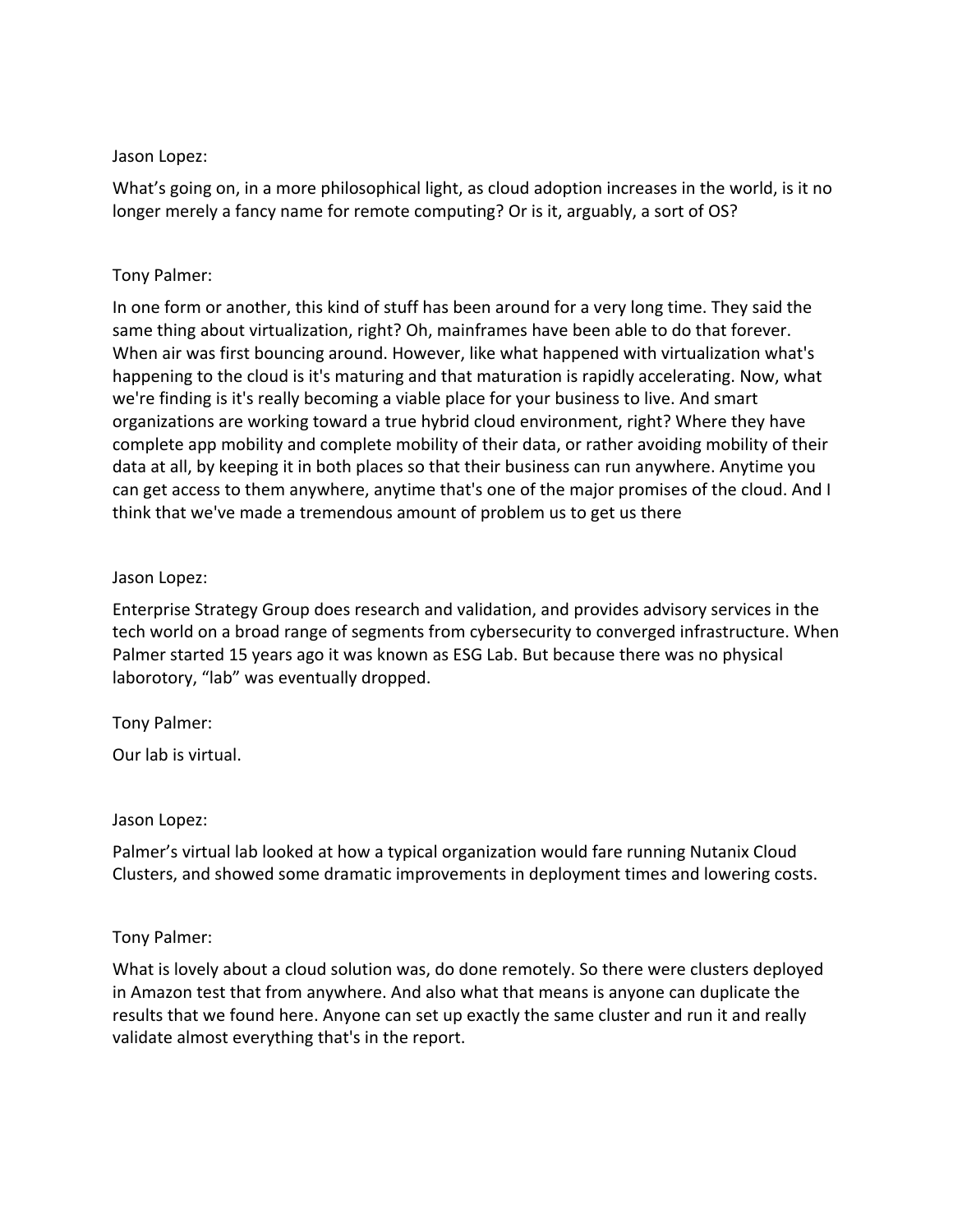Jason Lopez:

What's going on, in a more philosophical light, as cloud adoption increases in the world, is it no longer merely a fancy name for remote computing? Or is it, arguably, a sort of OS?

Tony Palmer:

In one form or another, this kind of stuff has been around for a very long time. They said the same thing about virtualization, right? Oh, mainframes have been able to do that forever. When air was first bouncing around. However, like what happened with virtualization what's happening to the cloud is it's maturing and that maturation is rapidly accelerating. Now, what we're finding is it's really becoming a viable place for your business to live. And smart organizations are working toward a true hybrid cloud environment, right? Where they have complete app mobility and complete mobility of their data, or rather avoiding mobility of their data at all, by keeping it in both places so that their business can run anywhere. Anytime you can get access to them anywhere, anytime that's one of the major promises of the cloud. And I think that we've made a tremendous amount of problem us to get us there

Jason Lopez:

Enterprise Strategy Group does research and validation, and provides advisory services in the tech world on a broad range of segments from cybersecurity to converged infrastructure. When Palmer started 15 years ago it was known as ESG Lab. But because there was no physical laborotory, "lab" was eventually dropped.

Tony Palmer:

Our lab is virtual.

Jason Lopez:

Palmer's virtual lab looked at how a typical organization would fare running Nutanix Cloud Clusters, and showed some dramatic improvements in deployment times and lowering costs.

Tony Palmer:

What is lovely about a cloud solution was, do done remotely. So there were clusters deployed in Amazon test that from anywhere. And also what that means is anyone can duplicate the results that we found here. Anyone can set up exactly the same cluster and run it and really validate almost everything that's in the report.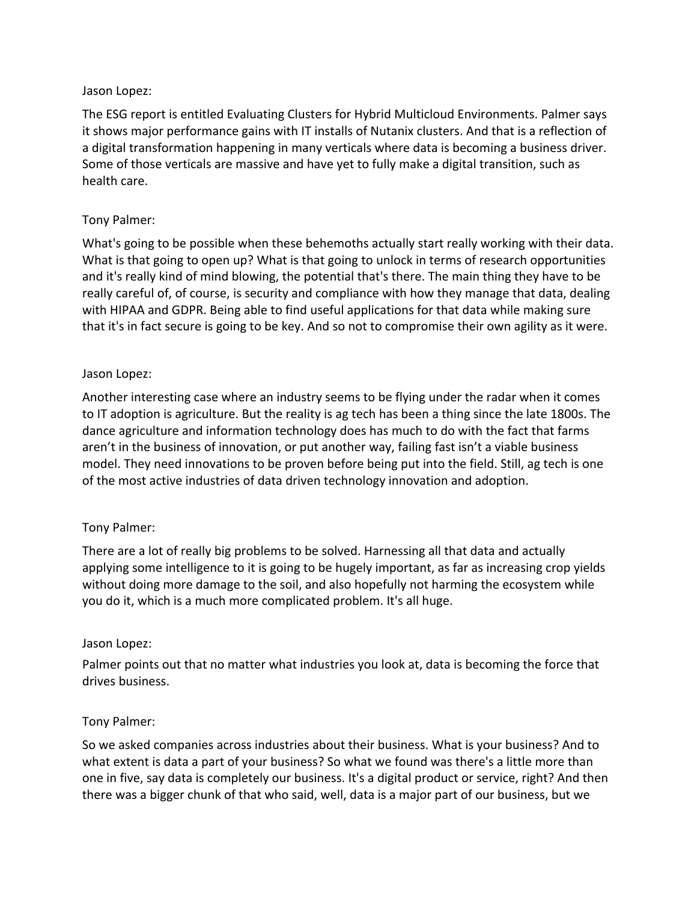Jason Lopez:

The ESG report is entitled Evaluating Clusters for Hybrid Multicloud Environments. Palmer says it shows major performance gains with IT installs of Nutanix clusters. And that is a reflection of a digital transformation happening in many verticals where data is becoming a business driver. Some of those verticals are massive and have yet to fully make a digital transition, such as health care.

Tony Palmer:

What's going to be possible when these behemoths actually start really working with their data. What is that going to open up? What is that going to unlock in terms of research opportunities and it's really kind of mind blowing, the potential that's there. The main thing they have to be really careful of, of course, is security and compliance with how they manage that data, dealing with HIPAA and GDPR. Being able to find useful applications for that data while making sure that it's in fact secure is going to be key. And so not to compromise their own agility as it were.

Jason Lopez:

Another interesting case where an industry seems to be flying under the radar when it comes to IT adoption is agriculture. But the reality is ag tech has been a thing since the late 1800s. The dance agriculture and information technology does has much to do with the fact that farms aren't in the business of innovation, or put another way, failing fast isn't a viable business model. They need innovations to be proven before being put into the field. Still, ag tech is one of the most active industries of data driven technology innovation and adoption.

Tony Palmer:

There are a lot of really big problems to be solved. Harnessing all that data and actually applying some intelligence to it is going to be hugely important, as far as increasing crop yields without doing more damage to the soil, and also hopefully not harming the ecosystem while you do it, which is a much more complicated problem. It's all huge.

Jason Lopez:

Palmer points out that no matter what industries you look at, data is becoming the force that drives business.

Tony Palmer:

So we asked companies across industries about their business. What is your business? And to what extent is data a part of your business? So what we found was there's a little more than one in five, say data is completely our business. It's a digital product or service, right? And then there was a bigger chunk of that who said, well, data is a major part of our business, but we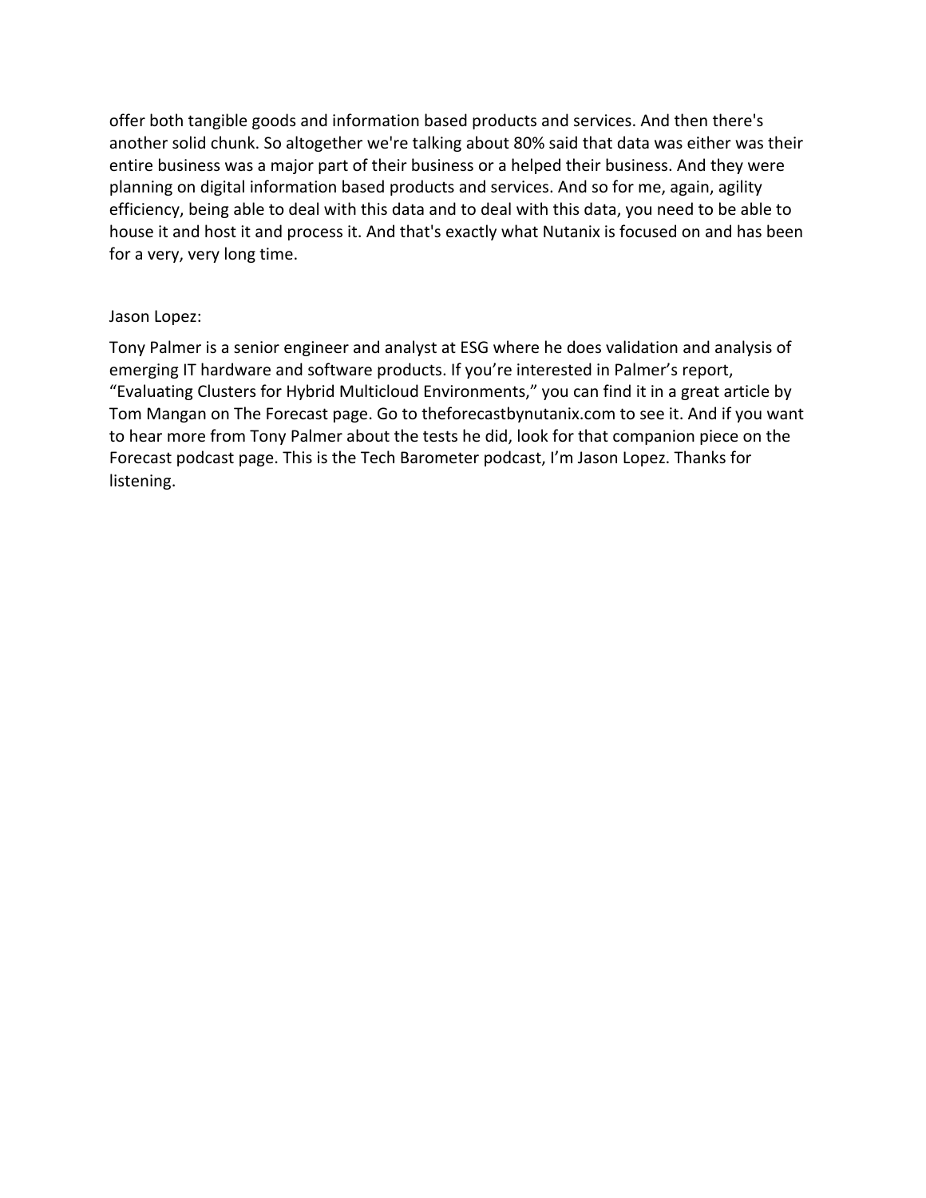offer both tangible goods and information based products and services. And then there's another solid chunk. So altogether we're talking about 80% said that data was either was their entire business was a major part of their business or a helped their business. And they were planning on digital information based products and services. And so for me, again, agility efficiency, being able to deal with this data and to deal with this data, you need to be able to house it and host it and process it. And that's exactly what Nutanix is focused on and has been for a very, very long time.

Jason Lopez:

Tony Palmer is a senior engineer and analyst at ESG where he does validation and analysis of emerging IT hardware and software products. If you're interested in Palmer's report, "Evaluating Clusters for Hybrid Multicloud Environments," you can find it in a great article by Tom Mangan on The Forecast page. Go to theforecastbynutanix.com to see it. And if you want to hear more from Tony Palmer about the tests he did, look for that companion piece on the Forecast podcast page. This is the Tech Barometer podcast, I'm Jason Lopez. Thanks for listening.